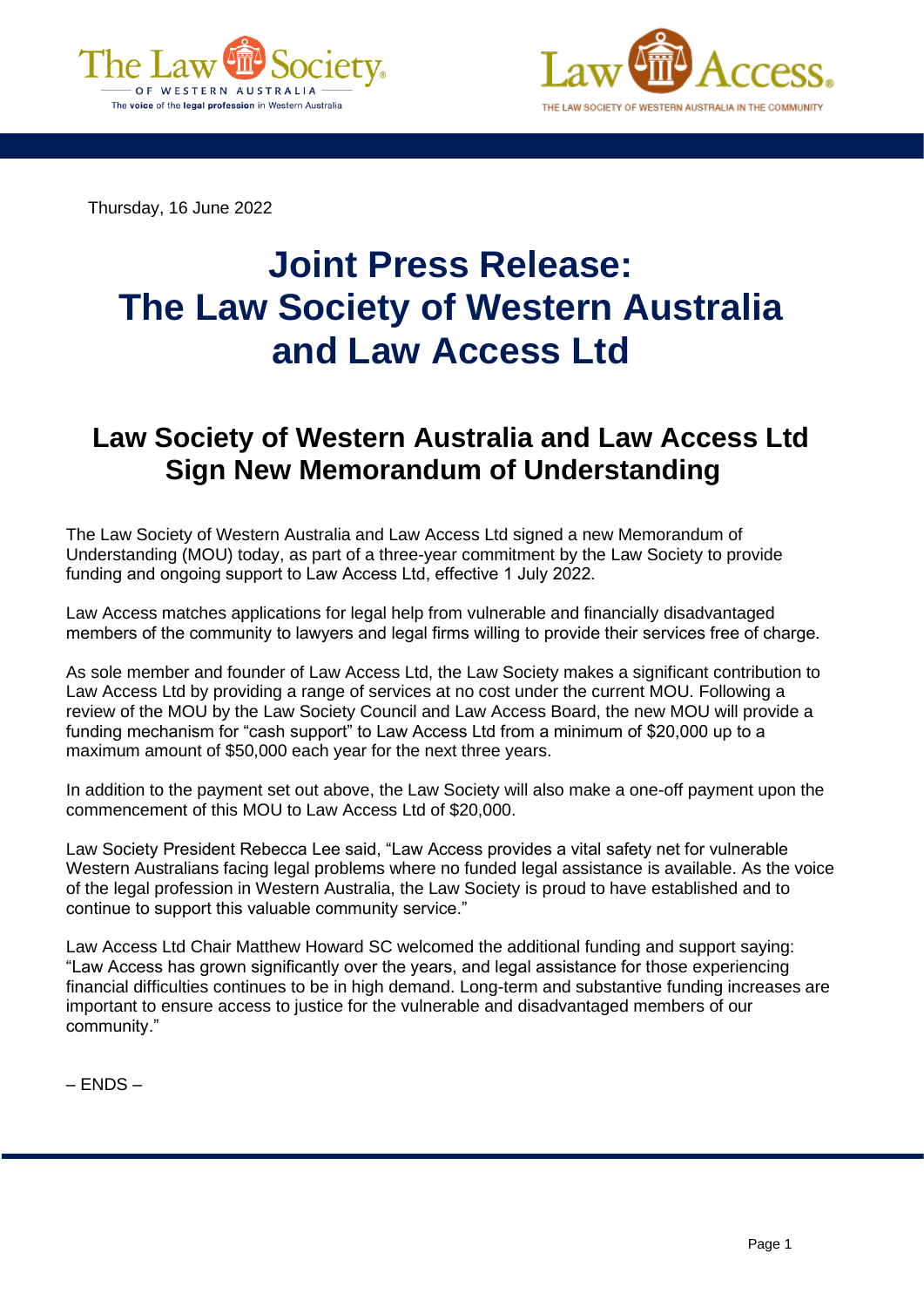Thursday, 16 June 2022

# Joint Press Release: The Law Society of Western Australia and Law Access Ltd

## Law Society of Western Australia and Law Access Ltd Sign New Memorandum of Understanding

The Law Society of Western Australia and Law Access Ltd signed a new Memorandum of Understanding (MOU) today, as part of a three-year commitment by the Law Society to provide funding and ongoing support to Law Access Ltd, effective 1 July 2022.

Law Access matches applications for legal help from vulnerable and financially disadvantaged members of the community to lawyers and legal firms willing to provide their services free of charge.

As sole member and founder of Law Access Ltd, the Law Society makes a significant contribution to Law Access Ltd by providing a range of services at no cost under the current MOU. Following a review of the MOU by the Law Society Council and Law Access Board, the new MOU will provide a funding mechanism for "cash support" to Law Access Ltd from a minimum of $20,000 up to a maximum amount of $50,000 each year for the next three years.

In addition to the payment set out above, the Law Society will also make a one-off payment upon the commencement of this MOU to Law Access Ltd of $20,000.

Law Society President Rebecca Lee said, "Law Access provides a vital safety net for vulnerable Western Australians facing legal problems where no funded legal assistance is available. As the voice of the legal profession in Western Australia, the Law Society is proud to have established and to continue to support this valuable community service."

Law Access Ltd Chair Matthew Howard SC welcomed the additional funding and support saying: "Law Access has grown significantly over the years, and legal assistance for those experiencing financial difficulties continues to be in high demand. Long-term and substantive funding increases are important to ensure access to justice for the vulnerable and disadvantaged members of our community."

– ENDS –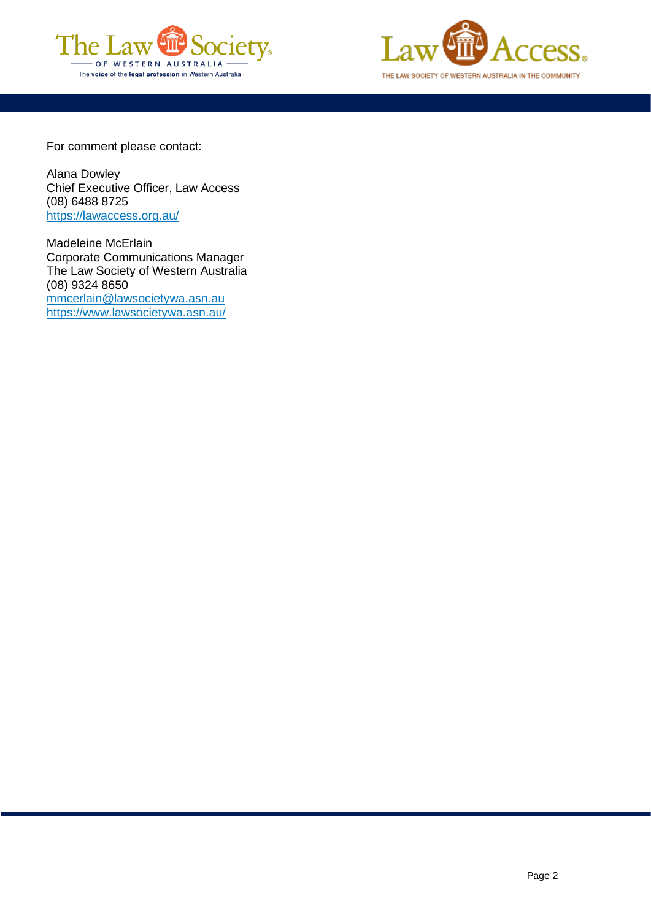For comment please contact:

Alana Dowley  
Chief Executive Officer, Law Access  
(08) 6488 8725  
https://lawaccess.org.au/

Madeleine McErlain  
Corporate Communications Manager  
The Law Society of Western Australia  
(08) 9324 8650  
mmcerlain@lawsocietywa.asn.au  
https://www.lawsocietywa.asn.au/